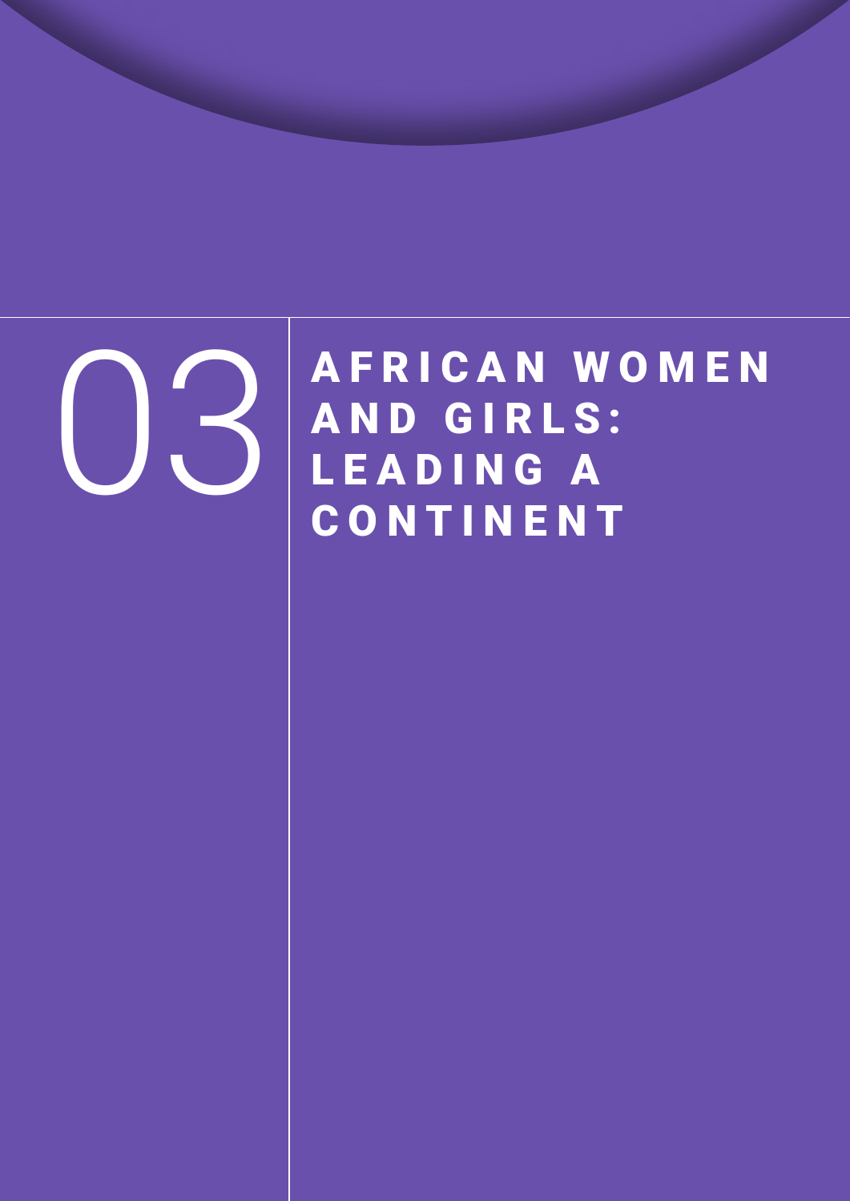# 03 AFRICAN WOMEN AND GIRLS: LEADING A CONTINENT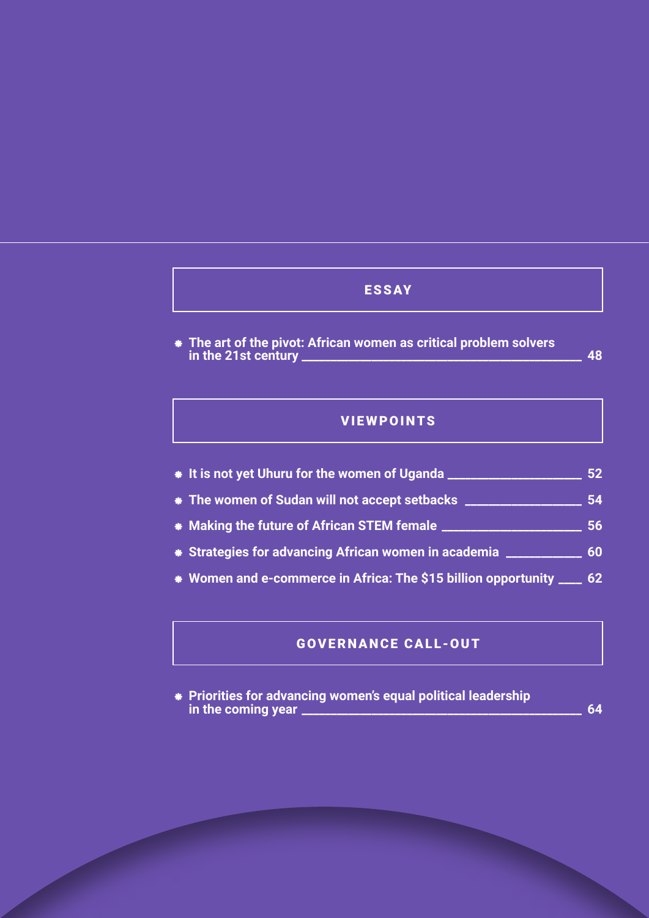## ESSAY

- **The art of the pivot: African women as critical problem solvers in the 21st century** — 48

## VIEWPOINTS

- **It is not yet Uhuru for the women of Uganda** — 52
- **The women of Sudan will not accept setbacks** — 54
- **Making the future of African STEM female** — 56
- **Strategies for advancing African women in academia** — 60
- **Women and e-commerce in Africa: The $15 billion opportunity** — 62

## GOVERNANCE CALL-OUT

- **Priorities for advancing women's equal political leadership in the coming year** — 64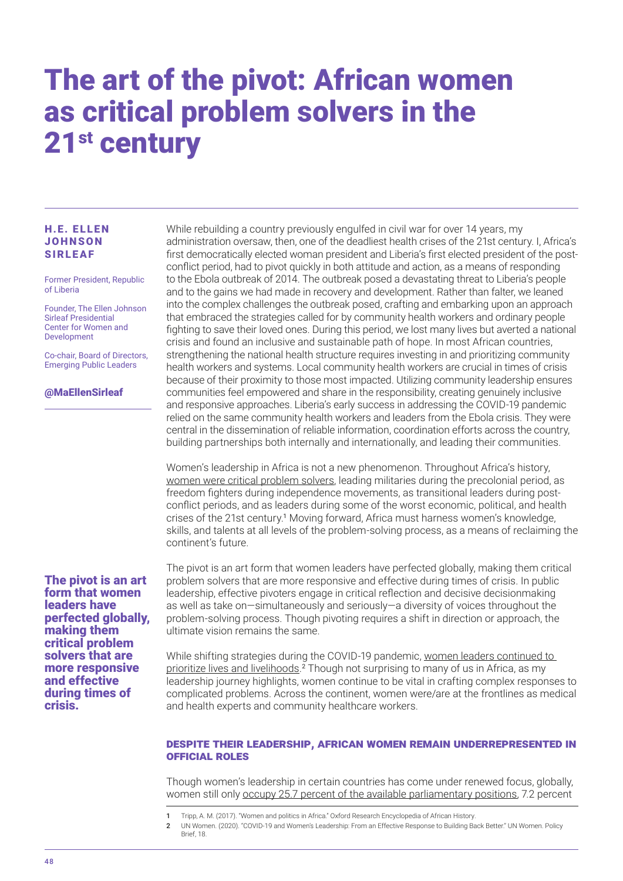# The art of the pivot: African women as critical problem solvers in the 21st century

**H.E. ELLEN JOHNSON SIRLEAF**

Former President, Republic of Liberia

Founder, The Ellen Johnson Sirleaf Presidential Center for Women and Development

Co-chair, Board of Directors, Emerging Public Leaders

**@MaEllenSirleaf**

While rebuilding a country previously engulfed in civil war for over 14 years, my administration oversaw, then, one of the deadliest health crises of the 21st century. I, Africa's first democratically elected woman president and Liberia's first elected president of the post-conflict period, had to pivot quickly in both attitude and action, as a means of responding to the Ebola outbreak of 2014. The outbreak posed a devastating threat to Liberia's people and to the gains we had made in recovery and development. Rather than falter, we leaned into the complex challenges the outbreak posed, crafting and embarking upon an approach that embraced the strategies called for by community health workers and ordinary people fighting to save their loved ones. During this period, we lost many lives but averted a national crisis and found an inclusive and sustainable path of hope. In most African countries, strengthening the national health structure requires investing in and prioritizing community health workers and systems. Local community health workers are crucial in times of crisis because of their proximity to those most impacted. Utilizing community leadership ensures communities feel empowered and share in the responsibility, creating genuinely inclusive and responsive approaches. Liberia's early success in addressing the COVID-19 pandemic relied on the same community health workers and leaders from the Ebola crisis. They were central in the dissemination of reliable information, coordination efforts across the country, building partnerships both internally and internationally, and leading their communities.

Women's leadership in Africa is not a new phenomenon. Throughout Africa's history, women were critical problem solvers, leading militaries during the precolonial period, as freedom fighters during independence movements, as transitional leaders during post-conflict periods, and as leaders during some of the worst economic, political, and health crises of the 21st century.[1] Moving forward, Africa must harness women's knowledge, skills, and talents at all levels of the problem-solving process, as a means of reclaiming the continent's future.

**The pivot is an art form that women leaders have perfected globally, making them critical problem solvers that are more responsive and effective during times of crisis.**

The pivot is an art form that women leaders have perfected globally, making them critical problem solvers that are more responsive and effective during times of crisis. In public leadership, effective pivoters engage in critical reflection and decisive decisionmaking as well as take on—simultaneously and seriously—a diversity of voices throughout the problem-solving process. Though pivoting requires a shift in direction or approach, the ultimate vision remains the same.

While shifting strategies during the COVID-19 pandemic, women leaders continued to prioritize lives and livelihoods.[2] Though not surprising to many of us in Africa, as my leadership journey highlights, women continue to be vital in crafting complex responses to complicated problems. Across the continent, women were/are at the frontlines as medical and health experts and community healthcare workers.

### DESPITE THEIR LEADERSHIP, AFRICAN WOMEN REMAIN UNDERREPRESENTED IN OFFICIAL ROLES

Though women's leadership in certain countries has come under renewed focus, globally, women still only occupy 25.7 percent of the available parliamentary positions, 7.2 percent

1 Tripp, A. M. (2017). "Women and politics in Africa." Oxford Research Encyclopedia of African History.

2 UN Women. (2020). "COVID-19 and Women's Leadership: From an Effective Response to Building Back Better." UN Women. Policy Brief, 18.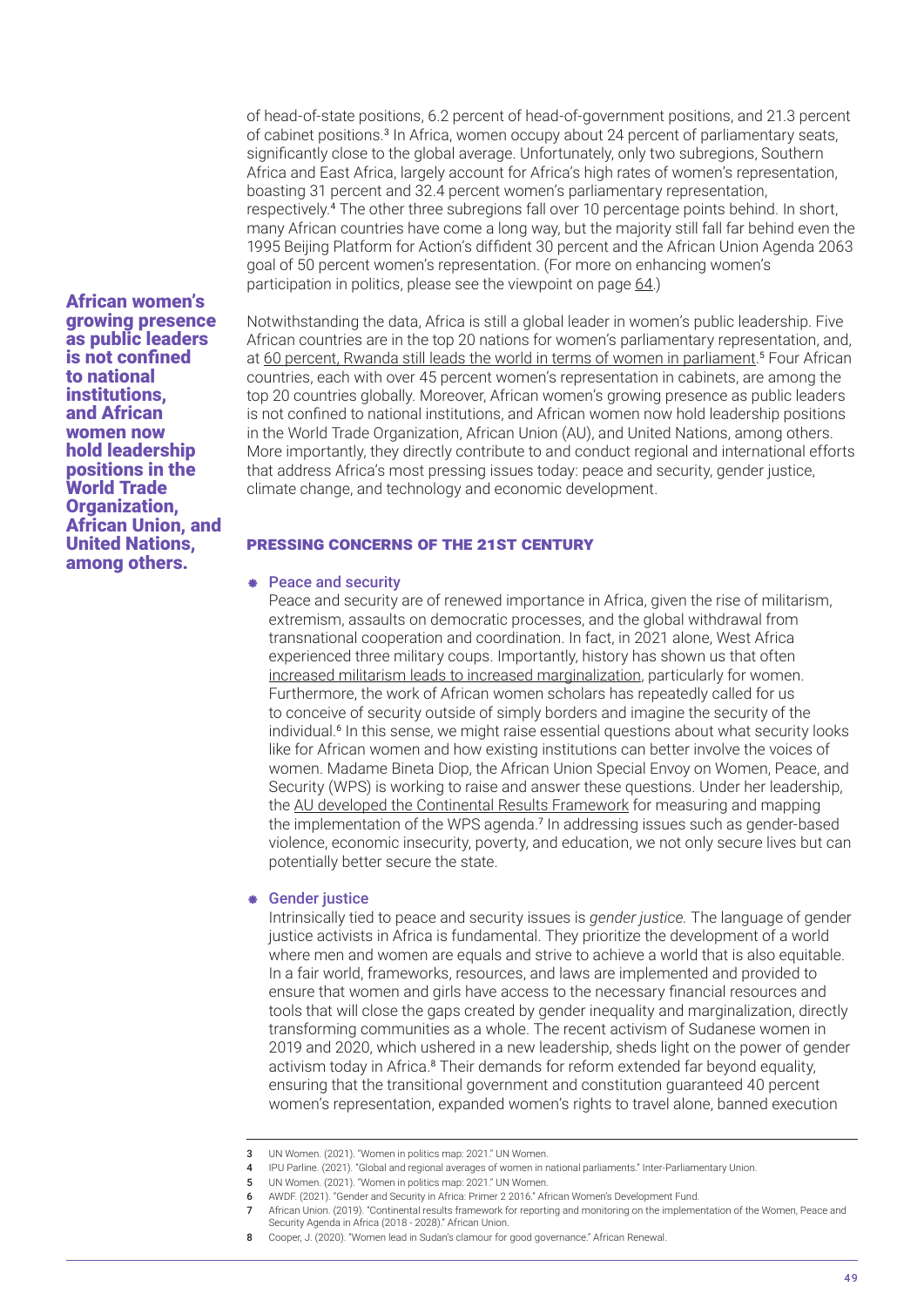of head-of-state positions, 6.2 percent of head-of-government positions, and 21.3 percent of cabinet positions.[3] In Africa, women occupy about 24 percent of parliamentary seats, significantly close to the global average. Unfortunately, only two subregions, Southern Africa and East Africa, largely account for Africa's high rates of women's representation, boasting 31 percent and 32.4 percent women's parliamentary representation, respectively.[4] The other three subregions fall over 10 percentage points behind. In short, many African countries have come a long way, but the majority still fall far behind even the 1995 Beijing Platform for Action's diffident 30 percent and the African Union Agenda 2063 goal of 50 percent women's representation. (For more on enhancing women's participation in politics, please see the viewpoint on page 64.)

**African women's growing presence as public leaders is not confined to national institutions, and African women now hold leadership positions in the World Trade Organization, African Union, and United Nations, among others.**

Notwithstanding the data, Africa is still a global leader in women's public leadership. Five African countries are in the top 20 nations for women's parliamentary representation, and, at 60 percent, Rwanda still leads the world in terms of women in parliament.[5] Four African countries, each with over 45 percent women's representation in cabinets, are among the top 20 countries globally. Moreover, African women's growing presence as public leaders is not confined to national institutions, and African women now hold leadership positions in the World Trade Organization, African Union (AU), and United Nations, among others. More importantly, they directly contribute to and conduct regional and international efforts that address Africa's most pressing issues today: peace and security, gender justice, climate change, and technology and economic development.

## PRESSING CONCERNS OF THE 21ST CENTURY

- **Peace and security**
  Peace and security are of renewed importance in Africa, given the rise of militarism, extremism, assaults on democratic processes, and the global withdrawal from transnational cooperation and coordination. In fact, in 2021 alone, West Africa experienced three military coups. Importantly, history has shown us that often increased militarism leads to increased marginalization, particularly for women. Furthermore, the work of African women scholars has repeatedly called for us to conceive of security outside of simply borders and imagine the security of the individual.[6] In this sense, we might raise essential questions about what security looks like for African women and how existing institutions can better involve the voices of women. Madame Bineta Diop, the African Union Special Envoy on Women, Peace, and Security (WPS) is working to raise and answer these questions. Under her leadership, the AU developed the Continental Results Framework for measuring and mapping the implementation of the WPS agenda.[7] In addressing issues such as gender-based violence, economic insecurity, poverty, and education, we not only secure lives but can potentially better secure the state.

- **Gender justice**
  Intrinsically tied to peace and security issues is *gender justice.* The language of gender justice activists in Africa is fundamental. They prioritize the development of a world where men and women are equals and strive to achieve a world that is also equitable. In a fair world, frameworks, resources, and laws are implemented and provided to ensure that women and girls have access to the necessary financial resources and tools that will close the gaps created by gender inequality and marginalization, directly transforming communities as a whole. The recent activism of Sudanese women in 2019 and 2020, which ushered in a new leadership, sheds light on the power of gender activism today in Africa.[8] Their demands for reform extended far beyond equality, ensuring that the transitional government and constitution guaranteed 40 percent women's representation, expanded women's rights to travel alone, banned execution

---

3 UN Women. (2021). "Women in politics map: 2021." UN Women.

4 IPU Parline. (2021). "Global and regional averages of women in national parliaments." Inter-Parliamentary Union.

5 UN Women. (2021). "Women in politics map: 2021." UN Women.

6 AWDF. (2021). "Gender and Security in Africa: Primer 2 2016." African Women's Development Fund.

7 African Union. (2019). "Continental results framework for reporting and monitoring on the implementation of the Women, Peace and Security Agenda in Africa (2018 - 2028)." African Union.

8 Cooper, J. (2020). "Women lead in Sudan's clamour for good governance." African Renewal.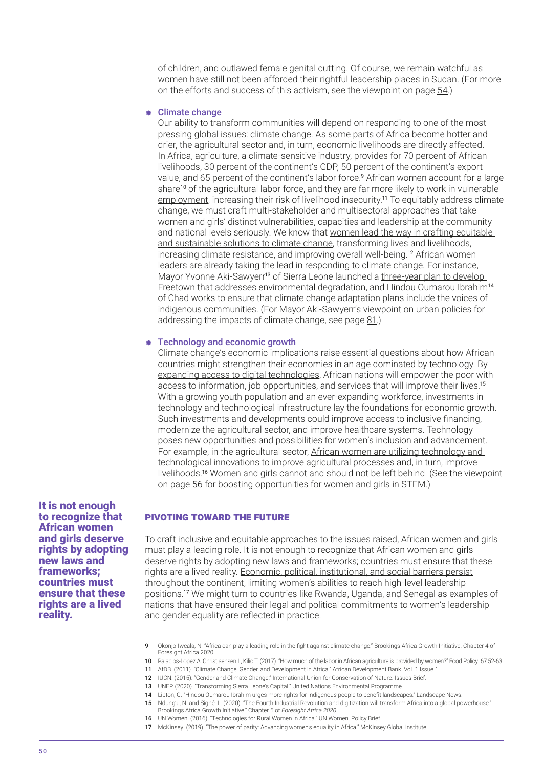of children, and outlawed female genital cutting. Of course, we remain watchful as women have still not been afforded their rightful leadership places in Sudan. (For more on the efforts and success of this activism, see the viewpoint on page 54.)

- **Climate change**

  Our ability to transform communities will depend on responding to one of the most pressing global issues: climate change. As some parts of Africa become hotter and drier, the agricultural sector and, in turn, economic livelihoods are directly affected. In Africa, agriculture, a climate-sensitive industry, provides for 70 percent of African livelihoods, 30 percent of the continent's GDP, 50 percent of the continent's export value, and 65 percent of the continent's labor force.[9] African women account for a large share[10] of the agricultural labor force, and they are far more likely to work in vulnerable employment, increasing their risk of livelihood insecurity.[11] To equitably address climate change, we must craft multi-stakeholder and multisectoral approaches that take women and girls' distinct vulnerabilities, capacities and leadership at the community and national levels seriously. We know that women lead the way in crafting equitable and sustainable solutions to climate change, transforming lives and livelihoods, increasing climate resistance, and improving overall well-being.[12] African women leaders are already taking the lead in responding to climate change. For instance, Mayor Yvonne Aki-Sawyerr[13] of Sierra Leone launched a three-year plan to develop Freetown that addresses environmental degradation, and Hindou Oumarou Ibrahim[14] of Chad works to ensure that climate change adaptation plans include the voices of indigenous communities. (For Mayor Aki-Sawyerr's viewpoint on urban policies for addressing the impacts of climate change, see page 81.)

- **Technology and economic growth**

  Climate change's economic implications raise essential questions about how African countries might strengthen their economies in an age dominated by technology. By expanding access to digital technologies, African nations will empower the poor with access to information, job opportunities, and services that will improve their lives.[15] With a growing youth population and an ever-expanding workforce, investments in technology and technological infrastructure lay the foundations for economic growth. Such investments and developments could improve access to inclusive financing, modernize the agricultural sector, and improve healthcare systems. Technology poses new opportunities and possibilities for women's inclusion and advancement. For example, in the agricultural sector, African women are utilizing technology and technological innovations to improve agricultural processes and, in turn, improve livelihoods.[16] Women and girls cannot and should not be left behind. (See the viewpoint on page 56 for boosting opportunities for women and girls in STEM.)

**It is not enough to recognize that African women and girls deserve rights by adopting new laws and frameworks; countries must ensure that these rights are a lived reality.**

## PIVOTING TOWARD THE FUTURE

To craft inclusive and equitable approaches to the issues raised, African women and girls must play a leading role. It is not enough to recognize that African women and girls deserve rights by adopting new laws and frameworks; countries must ensure that these rights are a lived reality. Economic, political, institutional, and social barriers persist throughout the continent, limiting women's abilities to reach high-level leadership positions.[17] We might turn to countries like Rwanda, Uganda, and Senegal as examples of nations that have ensured their legal and political commitments to women's leadership and gender equality are reflected in practice.

---

9 Okonjo-Iweala, N. "Africa can play a leading role in the fight against climate change." Brookings Africa Growth Initiative. Chapter 4 of Foresight Africa 2020.

10 Palacios-Lopez A, Christiaensen L, Kilic T. (2017). "How much of the labor in African agriculture is provided by women?" Food Policy. 67:52-63.

11 AfDB. (2011). "Climate Change, Gender, and Development in Africa." African Development Bank. Vol. 1 Issue 1.

12 IUCN. (2015). "Gender and Climate Change." International Union for Conservation of Nature. Issues Brief.

13 UNEP. (2020). "Transforming Sierra Leone's Capital." United Nations Environmental Programme.

14 Lipton, G. "Hindou Oumarou Ibrahim urges more rights for indigenous people to benefit landscapes." Landscape News.

15 Ndung'u, N. and Signé, L. (2020). "The Fourth Industrial Revolution and digitization will transform Africa into a global powerhouse." Brookings Africa Growth Initiative." Chapter 5 of *Foresight Africa 2020*.

16 UN Women. (2016). "Technologies for Rural Women in Africa." UN Women. Policy Brief.

17 McKinsey. (2019). "The power of parity: Advancing women's equality in Africa." McKinsey Global Institute.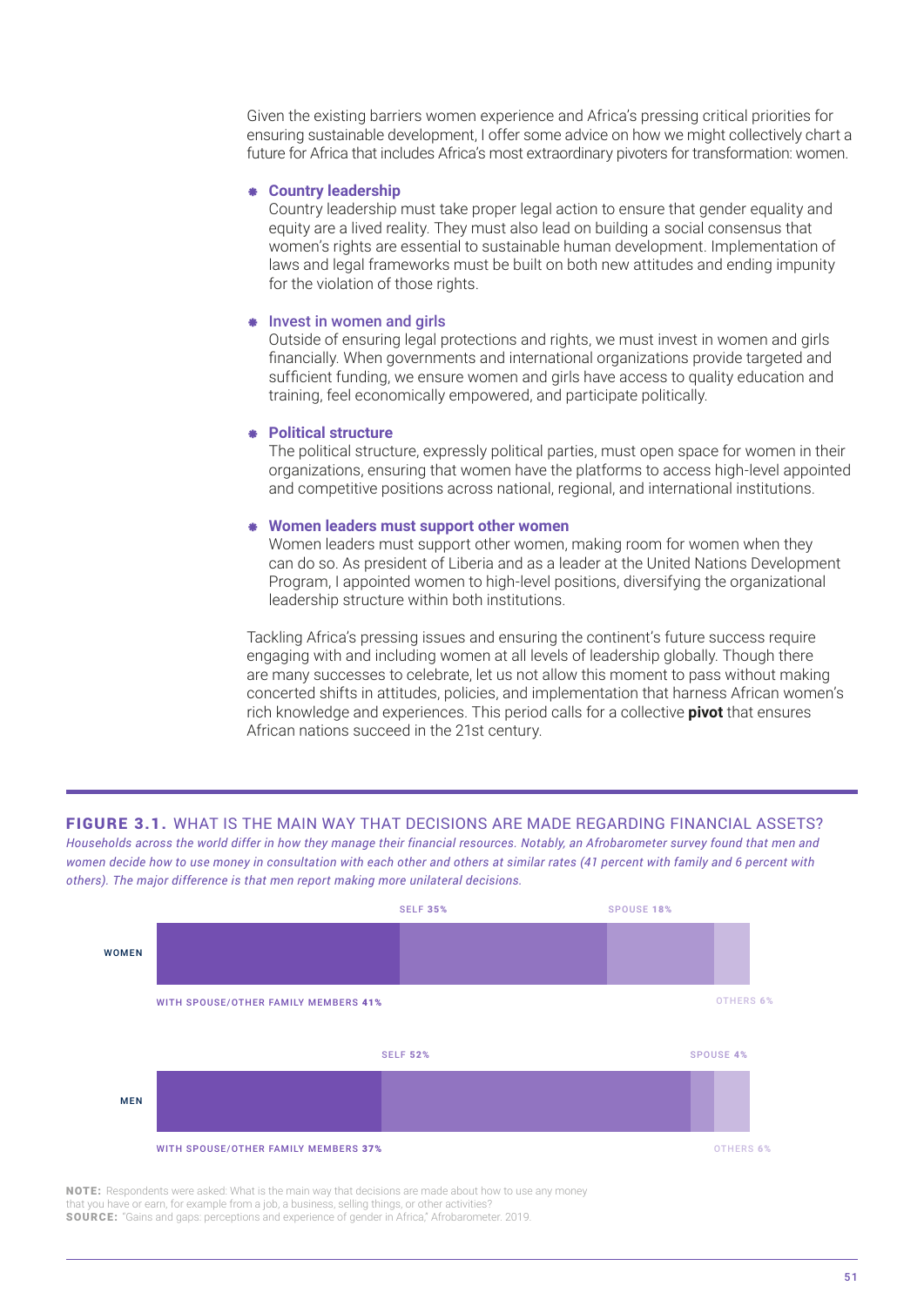Given the existing barriers women experience and Africa's pressing critical priorities for ensuring sustainable development, I offer some advice on how we might collectively chart a future for Africa that includes Africa's most extraordinary pivoters for transformation: women.

- **Country leadership**
  Country leadership must take proper legal action to ensure that gender equality and equity are a lived reality. They must also lead on building a social consensus that women's rights are essential to sustainable human development. Implementation of laws and legal frameworks must be built on both new attitudes and ending impunity for the violation of those rights.

- **Invest in women and girls**
  Outside of ensuring legal protections and rights, we must invest in women and girls financially. When governments and international organizations provide targeted and sufficient funding, we ensure women and girls have access to quality education and training, feel economically empowered, and participate politically.

- **Political structure**
  The political structure, expressly political parties, must open space for women in their organizations, ensuring that women have the platforms to access high-level appointed and competitive positions across national, regional, and international institutions.

- **Women leaders must support other women**
  Women leaders must support other women, making room for women when they can do so. As president of Liberia and as a leader at the United Nations Development Program, I appointed women to high-level positions, diversifying the organizational leadership structure within both institutions.

Tackling Africa's pressing issues and ensuring the continent's future success require engaging with and including women at all levels of leadership globally. Though there are many successes to celebrate, let us not allow this moment to pass without making concerted shifts in attitudes, policies, and implementation that harness African women's rich knowledge and experiences. This period calls for a collective **pivot** that ensures African nations succeed in the 21st century.

## FIGURE 3.1. WHAT IS THE MAIN WAY THAT DECISIONS ARE MADE REGARDING FINANCIAL ASSETS?

*Households across the world differ in how they manage their financial resources. Notably, an Afrobarometer survey found that men and women decide how to use money in consultation with each other and others at similar rates (41 percent with family and 6 percent with others). The major difference is that men report making more unilateral decisions.*

| | WITH SPOUSE/OTHER FAMILY MEMBERS | SELF | SPOUSE | OTHERS |
|---|---|---|---|---|
| WOMEN | 41% | 35% | 18% | 6% |
| MEN | 37% | 52% | 4% | 6% |

**NOTE:** Respondents were asked: What is the main way that decisions are made about how to use any money that you have or earn, for example from a job, a business, selling things, or other activities?
**SOURCE:** "Gains and gaps: perceptions and experience of gender in Africa," Afrobarometer. 2019.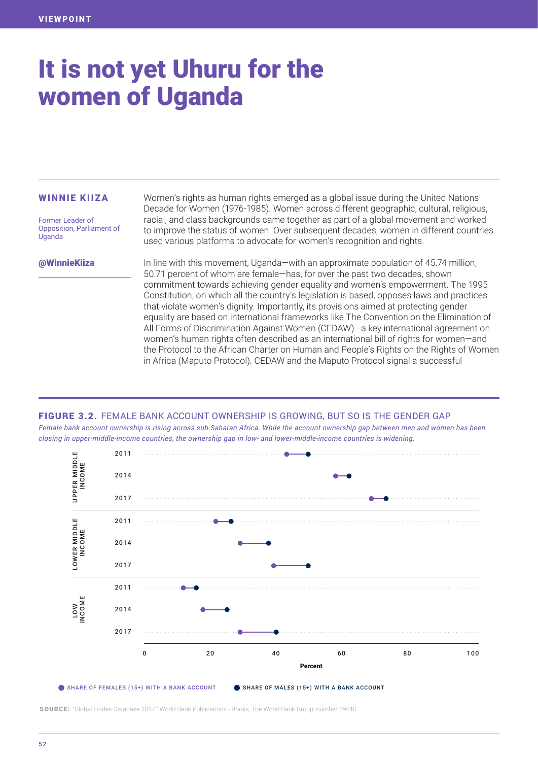VIEWPOINT

# It is not yet Uhuru for the women of Uganda

**WINNIE KIIZA**

Former Leader of Opposition, Parliament of Uganda

**@WinnieKiiza**

Women's rights as human rights emerged as a global issue during the United Nations Decade for Women (1976-1985). Women across different geographic, cultural, religious, racial, and class backgrounds came together as part of a global movement and worked to improve the status of women. Over subsequent decades, women in different countries used various platforms to advocate for women's recognition and rights.

In line with this movement, Uganda—with an approximate population of 45.74 million, 50.71 percent of whom are female—has, for over the past two decades, shown commitment towards achieving gender equality and women's empowerment. The 1995 Constitution, on which all the country's legislation is based, opposes laws and practices that violate women's dignity. Importantly, its provisions aimed at protecting gender equality are based on international frameworks like The Convention on the Elimination of All Forms of Discrimination Against Women (CEDAW)—a key international agreement on women's human rights often described as an international bill of rights for women—and the Protocol to the African Charter on Human and People's Rights on the Rights of Women in Africa (Maputo Protocol). CEDAW and the Maputo Protocol signal a successful

**FIGURE 3.2.** FEMALE BANK ACCOUNT OWNERSHIP IS GROWING, BUT SO IS THE GENDER GAP

*Female bank account ownership is rising across sub-Saharan Africa. While the account ownership gap between men and women has been closing in upper-middle-income countries, the ownership gap in low- and lower-middle-income countries is widening.*

| Income group | Year | Share of females (15+) with a bank account (approx. %) | Share of males (15+) with a bank account (approx. %) |
|---|---|---|---|
| Upper middle income | 2011 | 44 | 50 |
| | 2014 | 58 | 62 |
| | 2017 | 69 | 73 |
| Lower middle income | 2011 | 22 | 26 |
| | 2014 | 29 | 38 |
| | 2017 | 39 | 50 |
| Low income | 2011 | 12 | 16 |
| | 2014 | 18 | 25 |
| | 2017 | 29 | 40 |

**SOURCE:** "Global Findex Database 2017." World Bank Publications - Books, The World Bank Group, number 29510.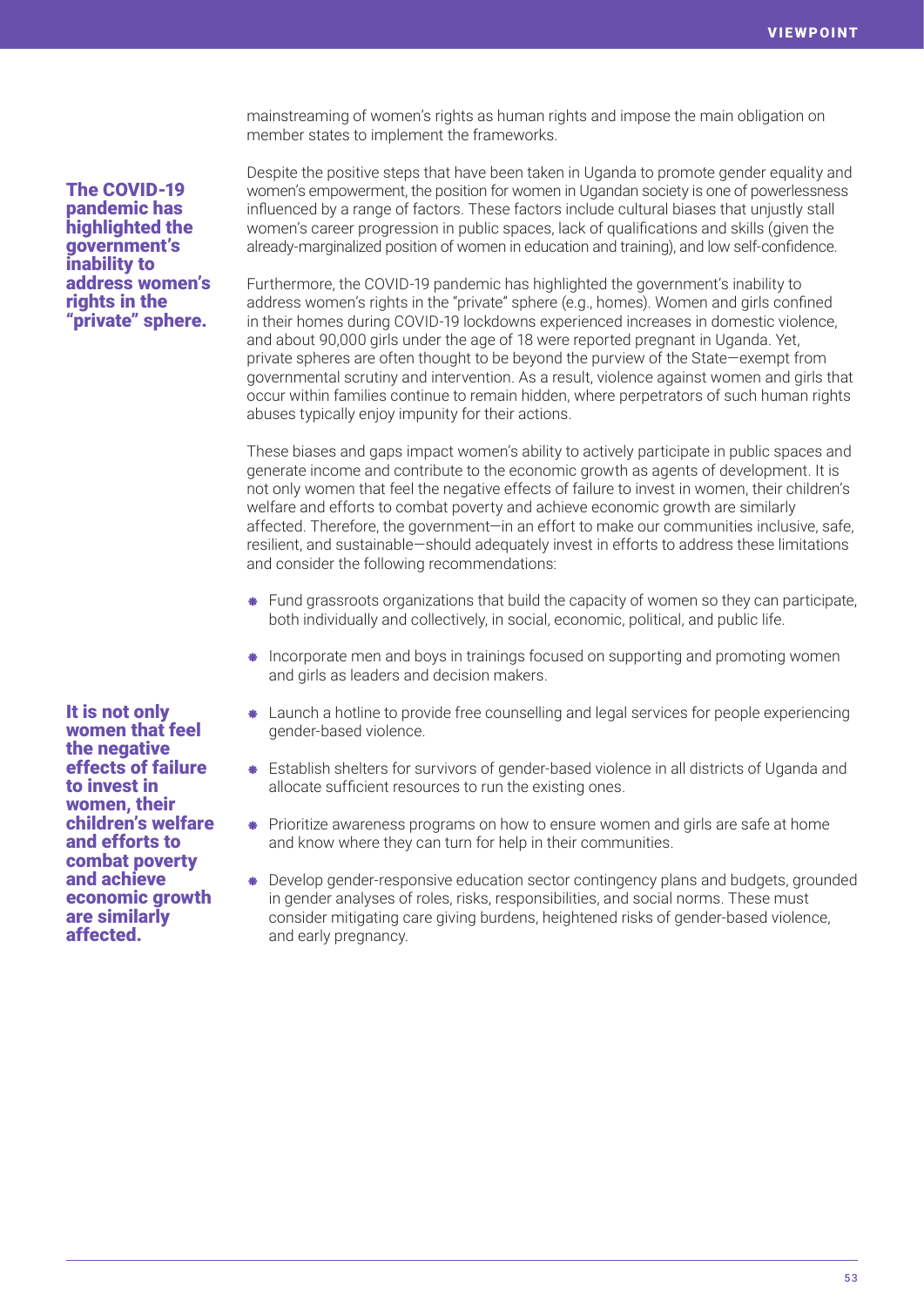mainstreaming of women's rights as human rights and impose the main obligation on member states to implement the frameworks.

Despite the positive steps that have been taken in Uganda to promote gender equality and women's empowerment, the position for women in Ugandan society is one of powerlessness influenced by a range of factors. These factors include cultural biases that unjustly stall women's career progression in public spaces, lack of qualifications and skills (given the already-marginalized position of women in education and training), and low self-confidence.

**The COVID-19 pandemic has highlighted the government's inability to address women's rights in the "private" sphere.**

Furthermore, the COVID-19 pandemic has highlighted the government's inability to address women's rights in the "private" sphere (e.g., homes). Women and girls confined in their homes during COVID-19 lockdowns experienced increases in domestic violence, and about 90,000 girls under the age of 18 were reported pregnant in Uganda. Yet, private spheres are often thought to be beyond the purview of the State—exempt from governmental scrutiny and intervention. As a result, violence against women and girls that occur within families continue to remain hidden, where perpetrators of such human rights abuses typically enjoy impunity for their actions.

These biases and gaps impact women's ability to actively participate in public spaces and generate income and contribute to the economic growth as agents of development. It is not only women that feel the negative effects of failure to invest in women, their children's welfare and efforts to combat poverty and achieve economic growth are similarly affected. Therefore, the government—in an effort to make our communities inclusive, safe, resilient, and sustainable—should adequately invest in efforts to address these limitations and consider the following recommendations:

- Fund grassroots organizations that build the capacity of women so they can participate, both individually and collectively, in social, economic, political, and public life.
- Incorporate men and boys in trainings focused on supporting and promoting women and girls as leaders and decision makers.
- Launch a hotline to provide free counselling and legal services for people experiencing gender-based violence.
- Establish shelters for survivors of gender-based violence in all districts of Uganda and allocate sufficient resources to run the existing ones.
- Prioritize awareness programs on how to ensure women and girls are safe at home and know where they can turn for help in their communities.
- Develop gender-responsive education sector contingency plans and budgets, grounded in gender analyses of roles, risks, responsibilities, and social norms. These must consider mitigating care giving burdens, heightened risks of gender-based violence, and early pregnancy.

**It is not only women that feel the negative effects of failure to invest in women, their children's welfare and efforts to combat poverty and achieve economic growth are similarly affected.**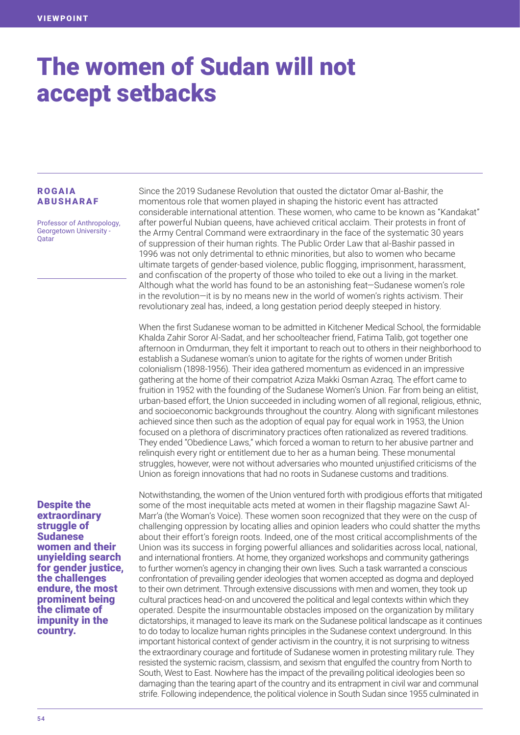# The women of Sudan will not accept setbacks

**ROGAIA ABUSHARAF**

Professor of Anthropology, Georgetown University - Qatar

Since the 2019 Sudanese Revolution that ousted the dictator Omar al-Bashir, the momentous role that women played in shaping the historic event has attracted considerable international attention. These women, who came to be known as "Kandakat" after powerful Nubian queens, have achieved critical acclaim. Their protests in front of the Army Central Command were extraordinary in the face of the systematic 30 years of suppression of their human rights. The Public Order Law that al-Bashir passed in 1996 was not only detrimental to ethnic minorities, but also to women who became ultimate targets of gender-based violence, public flogging, imprisonment, harassment, and confiscation of the property of those who toiled to eke out a living in the market. Although what the world has found to be an astonishing feat—Sudanese women's role in the revolution—it is by no means new in the world of women's rights activism. Their revolutionary zeal has, indeed, a long gestation period deeply steeped in history.

When the first Sudanese woman to be admitted in Kitchener Medical School, the formidable Khalda Zahir Soror Al-Sadat, and her schoolteacher friend, Fatima Talib, got together one afternoon in Omdurman, they felt it important to reach out to others in their neighborhood to establish a Sudanese woman's union to agitate for the rights of women under British colonialism (1898-1956). Their idea gathered momentum as evidenced in an impressive gathering at the home of their compatriot Aziza Makki Osman Azraq. The effort came to fruition in 1952 with the founding of the Sudanese Women's Union. Far from being an elitist, urban-based effort, the Union succeeded in including women of all regional, religious, ethnic, and socioeconomic backgrounds throughout the country. Along with significant milestones achieved since then such as the adoption of equal pay for equal work in 1953, the Union focused on a plethora of discriminatory practices often rationalized as revered traditions. They ended "Obedience Laws," which forced a woman to return to her abusive partner and relinquish every right or entitlement due to her as a human being. These monumental struggles, however, were not without adversaries who mounted unjustified criticisms of the Union as foreign innovations that had no roots in Sudanese customs and traditions.

**Despite the extraordinary struggle of Sudanese women and their unyielding search for gender justice, the challenges endure, the most prominent being the climate of impunity in the country.**

Notwithstanding, the women of the Union ventured forth with prodigious efforts that mitigated some of the most inequitable acts meted at women in their flagship magazine Sawt Al-Marr'a (the Woman's Voice). These women soon recognized that they were on the cusp of challenging oppression by locating allies and opinion leaders who could shatter the myths about their effort's foreign roots. Indeed, one of the most critical accomplishments of the Union was its success in forging powerful alliances and solidarities across local, national, and international frontiers. At home, they organized workshops and community gatherings to further women's agency in changing their own lives. Such a task warranted a conscious confrontation of prevailing gender ideologies that women accepted as dogma and deployed to their own detriment. Through extensive discussions with men and women, they took up cultural practices head-on and uncovered the political and legal contexts within which they operated. Despite the insurmountable obstacles imposed on the organization by military dictatorships, it managed to leave its mark on the Sudanese political landscape as it continues to do today to localize human rights principles in the Sudanese context underground. In this important historical context of gender activism in the country, it is not surprising to witness the extraordinary courage and fortitude of Sudanese women in protesting military rule. They resisted the systemic racism, classism, and sexism that engulfed the country from North to South, West to East. Nowhere has the impact of the prevailing political ideologies been so damaging than the tearing apart of the country and its entrapment in civil war and communal strife. Following independence, the political violence in South Sudan since 1955 culminated in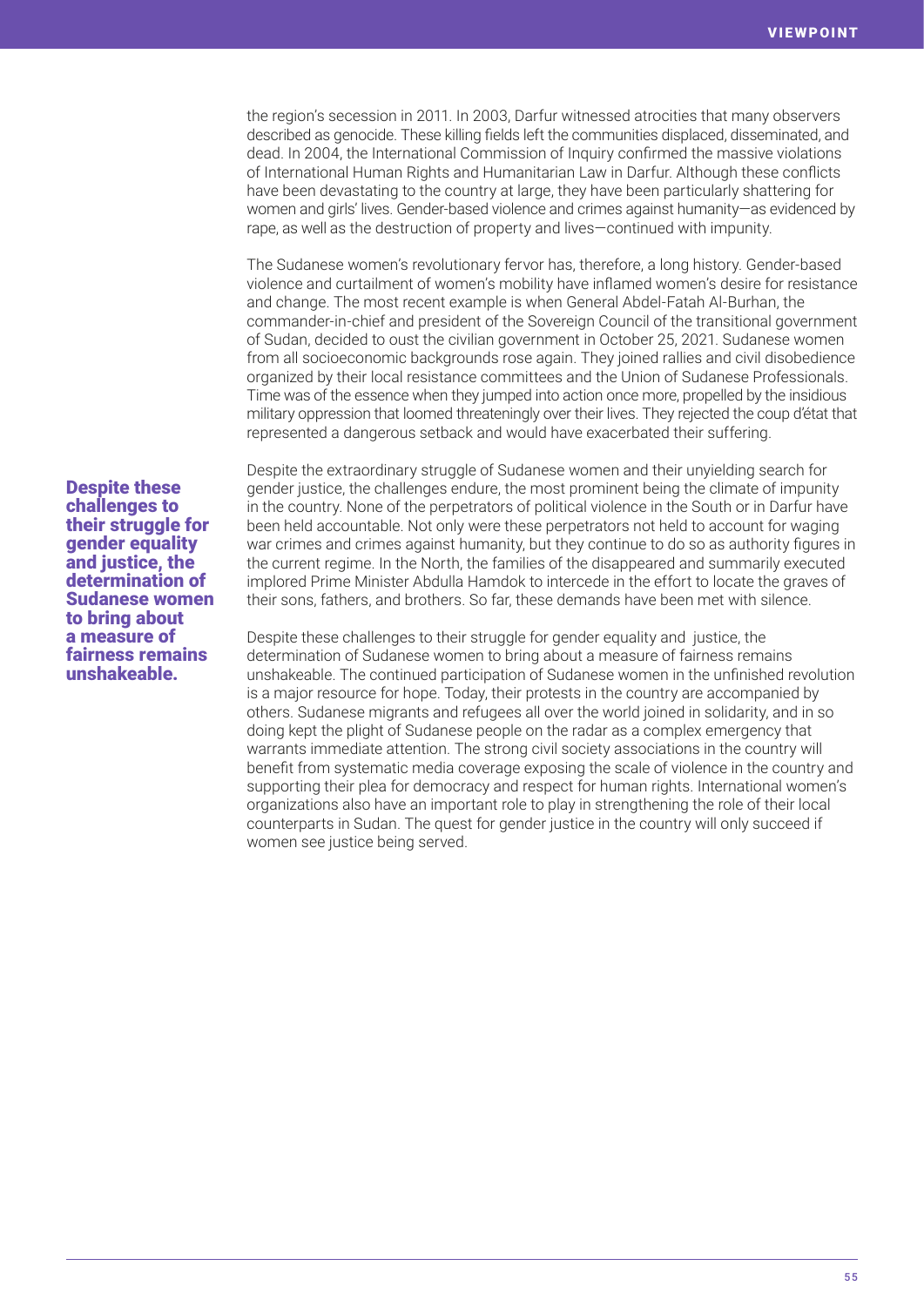the region's secession in 2011. In 2003, Darfur witnessed atrocities that many observers described as genocide. These killing fields left the communities displaced, disseminated, and dead. In 2004, the International Commission of Inquiry confirmed the massive violations of International Human Rights and Humanitarian Law in Darfur. Although these conflicts have been devastating to the country at large, they have been particularly shattering for women and girls' lives. Gender-based violence and crimes against humanity—as evidenced by rape, as well as the destruction of property and lives—continued with impunity.

The Sudanese women's revolutionary fervor has, therefore, a long history. Gender-based violence and curtailment of women's mobility have inflamed women's desire for resistance and change. The most recent example is when General Abdel-Fatah Al-Burhan, the commander-in-chief and president of the Sovereign Council of the transitional government of Sudan, decided to oust the civilian government in October 25, 2021. Sudanese women from all socioeconomic backgrounds rose again. They joined rallies and civil disobedience organized by their local resistance committees and the Union of Sudanese Professionals. Time was of the essence when they jumped into action once more, propelled by the insidious military oppression that loomed threateningly over their lives. They rejected the coup d'état that represented a dangerous setback and would have exacerbated their suffering.

Despite the extraordinary struggle of Sudanese women and their unyielding search for gender justice, the challenges endure, the most prominent being the climate of impunity in the country. None of the perpetrators of political violence in the South or in Darfur have been held accountable. Not only were these perpetrators not held to account for waging war crimes and crimes against humanity, but they continue to do so as authority figures in the current regime. In the North, the families of the disappeared and summarily executed implored Prime Minister Abdulla Hamdok to intercede in the effort to locate the graves of their sons, fathers, and brothers. So far, these demands have been met with silence.

**Despite these challenges to their struggle for gender equality and justice, the determination of Sudanese women to bring about a measure of fairness remains unshakeable.**

Despite these challenges to their struggle for gender equality and justice, the determination of Sudanese women to bring about a measure of fairness remains unshakeable. The continued participation of Sudanese women in the unfinished revolution is a major resource for hope. Today, their protests in the country are accompanied by others. Sudanese migrants and refugees all over the world joined in solidarity, and in so doing kept the plight of Sudanese people on the radar as a complex emergency that warrants immediate attention. The strong civil society associations in the country will benefit from systematic media coverage exposing the scale of violence in the country and supporting their plea for democracy and respect for human rights. International women's organizations also have an important role to play in strengthening the role of their local counterparts in Sudan. The quest for gender justice in the country will only succeed if women see justice being served.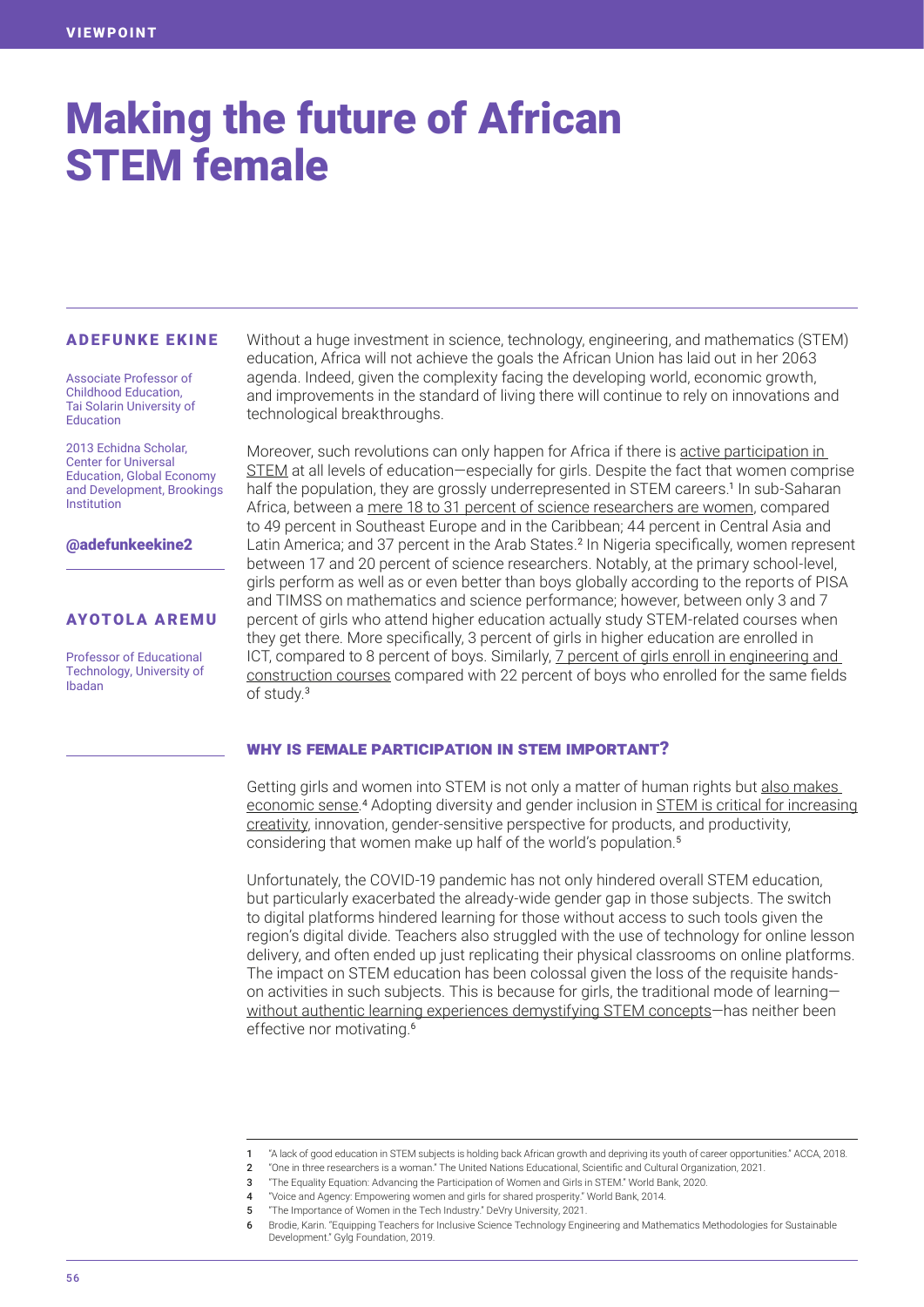VIEWPOINT

# Making the future of African STEM female

**ADEFUNKE EKINE**

Associate Professor of Childhood Education, Tai Solarin University of Education

2013 Echidna Scholar, Center for Universal Education, Global Economy and Development, Brookings Institution

@adefunkeekine2

**AYOTOLA AREMU**

Professor of Educational Technology, University of Ibadan

Without a huge investment in science, technology, engineering, and mathematics (STEM) education, Africa will not achieve the goals the African Union has laid out in her 2063 agenda. Indeed, given the complexity facing the developing world, economic growth, and improvements in the standard of living there will continue to rely on innovations and technological breakthroughs.

Moreover, such revolutions can only happen for Africa if there is active participation in STEM at all levels of education—especially for girls. Despite the fact that women comprise half the population, they are grossly underrepresented in STEM careers.[1] In sub-Saharan Africa, between a mere 18 to 31 percent of science researchers are women, compared to 49 percent in Southeast Europe and in the Caribbean; 44 percent in Central Asia and Latin America; and 37 percent in the Arab States.[2] In Nigeria specifically, women represent between 17 and 20 percent of science researchers. Notably, at the primary school-level, girls perform as well as or even better than boys globally according to the reports of PISA and TIMSS on mathematics and science performance; however, between only 3 and 7 percent of girls who attend higher education actually study STEM-related courses when they get there. More specifically, 3 percent of girls in higher education are enrolled in ICT, compared to 8 percent of boys. Similarly, 7 percent of girls enroll in engineering and construction courses compared with 22 percent of boys who enrolled for the same fields of study.[3]

### WHY IS FEMALE PARTICIPATION IN STEM IMPORTANT?

Getting girls and women into STEM is not only a matter of human rights but also makes economic sense.[4] Adopting diversity and gender inclusion in STEM is critical for increasing creativity, innovation, gender-sensitive perspective for products, and productivity, considering that women make up half of the world's population.[5]

Unfortunately, the COVID-19 pandemic has not only hindered overall STEM education, but particularly exacerbated the already-wide gender gap in those subjects. The switch to digital platforms hindered learning for those without access to such tools given the region's digital divide. Teachers also struggled with the use of technology for online lesson delivery, and often ended up just replicating their physical classrooms on online platforms. The impact on STEM education has been colossal given the loss of the requisite hands-on activities in such subjects. This is because for girls, the traditional mode of learning—without authentic learning experiences demystifying STEM concepts—has neither been effective nor motivating.[6]

---

1 "A lack of good education in STEM subjects is holding back African growth and depriving its youth of career opportunities." ACCA, 2018.
2 "One in three researchers is a woman." The United Nations Educational, Scientific and Cultural Organization, 2021.
3 "The Equality Equation: Advancing the Participation of Women and Girls in STEM." World Bank, 2020.
4 "Voice and Agency: Empowering women and girls for shared prosperity." World Bank, 2014.
5 "The Importance of Women in the Tech Industry." DeVry University, 2021.
6 Brodie, Karin. "Equipping Teachers for Inclusive Science Technology Engineering and Mathematics Methodologies for Sustainable Development." Gylg Foundation, 2019.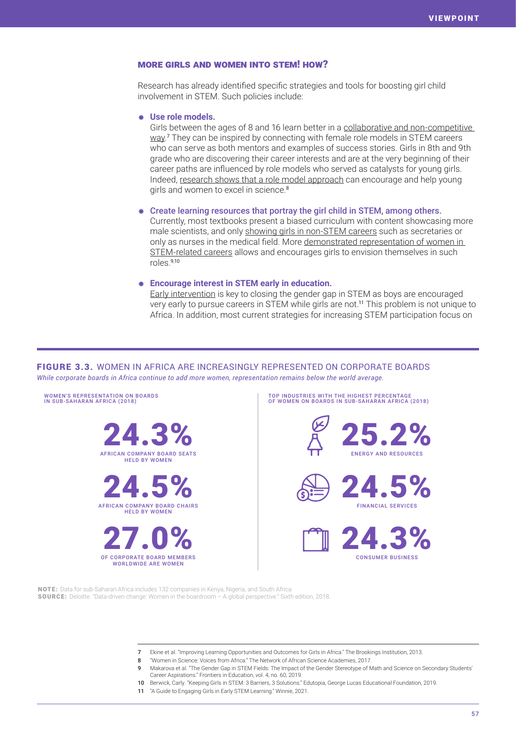## MORE GIRLS AND WOMEN INTO STEM! HOW?

Research has already identified specific strategies and tools for boosting girl child involvement in STEM. Such policies include:

- **Use role models.**
  Girls between the ages of 8 and 16 learn better in a collaborative and non-competitive way.[7] They can be inspired by connecting with female role models in STEM careers who can serve as both mentors and examples of success stories. Girls in 8th and 9th grade who are discovering their career interests and are at the very beginning of their career paths are influenced by role models who served as catalysts for young girls. Indeed, research shows that a role model approach can encourage and help young girls and women to excel in science.[8]

- **Create learning resources that portray the girl child in STEM, among others.**
  Currently, most textbooks present a biased curriculum with content showcasing more male scientists, and only showing girls in non-STEM careers such as secretaries or only as nurses in the medical field. More demonstrated representation of women in STEM-related careers allows and encourages girls to envision themselves in such roles.[9,10]

- **Encourage interest in STEM early in education.**
  Early intervention is key to closing the gender gap in STEM as boys are encouraged very early to pursue careers in STEM while girls are not.[11] This problem is not unique to Africa. In addition, most current strategies for increasing STEM participation focus on

**FIGURE 3.3.** WOMEN IN AFRICA ARE INCREASINGLY REPRESENTED ON CORPORATE BOARDS

*While corporate boards in Africa continue to add more women, representation remains below the world average.*

WOMEN'S REPRESENTATION ON BOARDS IN SUB-SAHARAN AFRICA (2018)

- **24.3%** AFRICAN COMPANY BOARD SEATS HELD BY WOMEN
- **24.5%** AFRICAN COMPANY BOARD CHAIRS HELD BY WOMEN
- **27.0%** OF CORPORATE BOARD MEMBERS WORLDWIDE ARE WOMEN

TOP INDUSTRIES WITH THE HIGHEST PERCENTAGE OF WOMEN ON BOARDS IN SUB-SAHARAN AFRICA (2018)

- **25.2%** ENERGY AND RESOURCES
- **24.5%** FINANCIAL SERVICES
- **24.3%** CONSUMER BUSINESS

**NOTE:** Data for sub-Saharan Africa includes 132 companies in Kenya, Nigeria, and South Africa.
**SOURCE:** Deloitte. "Data-driven change: Women in the boardroom – A global perspective." Sixth edition, 2018.

---

7 Ekine et al. "Improving Learning Opportunities and Outcomes for Girls in Africa." The Brookings Institution, 2013.
8 "Women in Science: Voices from Africa." The Network of African Science Academies, 2017.
9 Makarova et al. "The Gender Gap in STEM Fields: The Impact of the Gender Stereotype of Math and Science on Secondary Students' Career Aspirations." Frontiers in Education, vol. 4, no. 60, 2019.
10 Berwick, Carly. "Keeping Girls in STEM: 3 Barriers, 3 Solutions." Edutopia, George Lucas Educational Foundation, 2019.
11 "A Guide to Engaging Girls in Early STEM Learning." Winnie, 2021.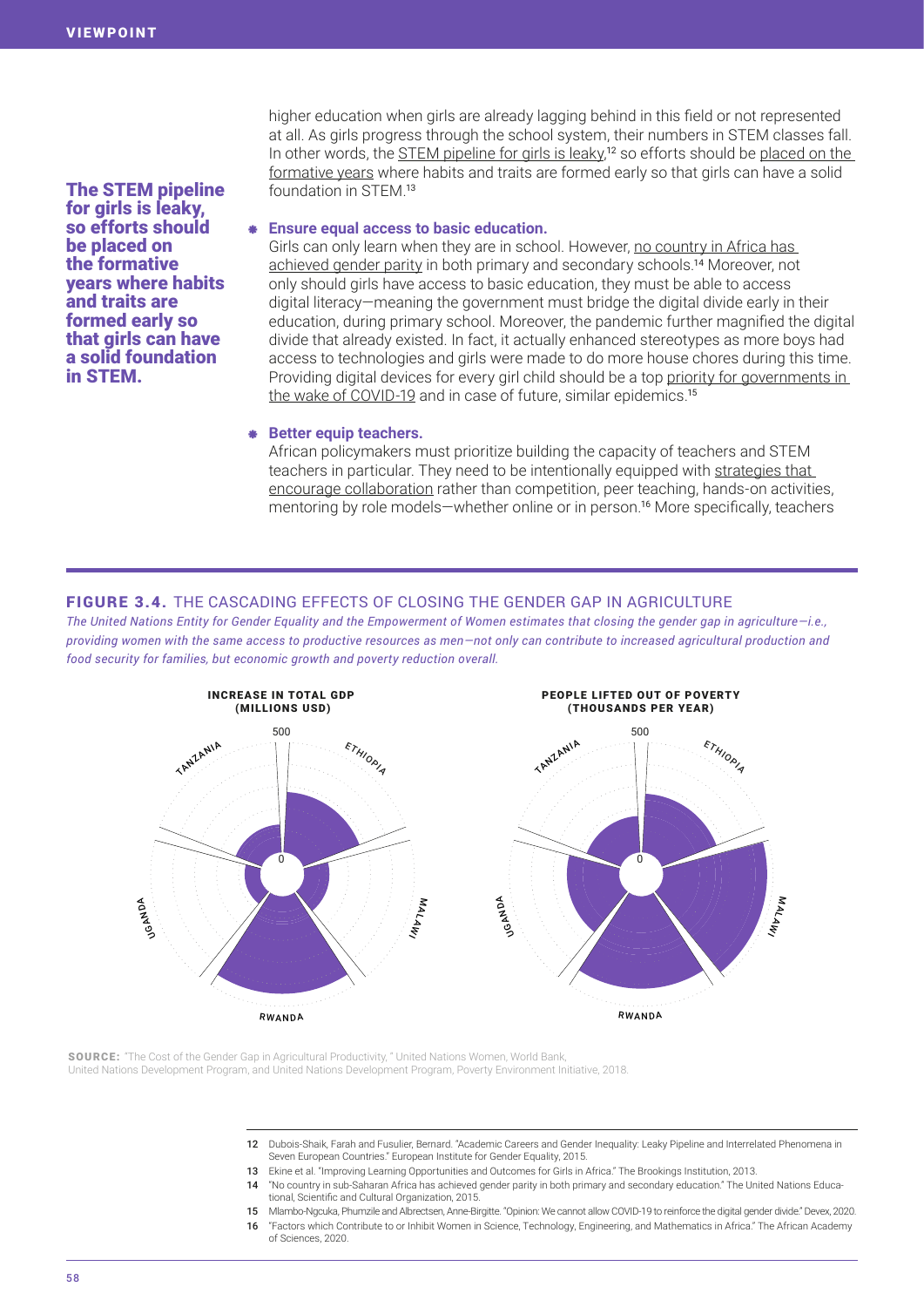higher education when girls are already lagging behind in this field or not represented at all. As girls progress through the school system, their numbers in STEM classes fall. In other words, the STEM pipeline for girls is leaky,[12] so efforts should be placed on the formative years where habits and traits are formed early so that girls can have a solid foundation in STEM.[13]

**The STEM pipeline for girls is leaky, so efforts should be placed on the formative years where habits and traits are formed early so that girls can have a solid foundation in STEM.**

- **Ensure equal access to basic education.**
  Girls can only learn when they are in school. However, no country in Africa has achieved gender parity in both primary and secondary schools.[14] Moreover, not only should girls have access to basic education, they must be able to access digital literacy—meaning the government must bridge the digital divide early in their education, during primary school. Moreover, the pandemic further magnified the digital divide that already existed. In fact, it actually enhanced stereotypes as more boys had access to technologies and girls were made to do more house chores during this time. Providing digital devices for every girl child should be a top priority for governments in the wake of COVID-19 and in case of future, similar epidemics.[15]

- **Better equip teachers.**
  African policymakers must prioritize building the capacity of teachers and STEM teachers in particular. They need to be intentionally equipped with strategies that encourage collaboration rather than competition, peer teaching, hands-on activities, mentoring by role models—whether online or in person.[16] More specifically, teachers

**FIGURE 3.4.** THE CASCADING EFFECTS OF CLOSING THE GENDER GAP IN AGRICULTURE

*The United Nations Entity for Gender Equality and the Empowerment of Women estimates that closing the gender gap in agriculture—i.e., providing women with the same access to productive resources as men—not only can contribute to increased agricultural production and food security for families, but economic growth and poverty reduction overall.*

INCREASE IN TOTAL GDP (MILLIONS USD) — 0 to 500: Tanzania, Ethiopia, Malawi, Rwanda, Uganda

PEOPLE LIFTED OUT OF POVERTY (THOUSANDS PER YEAR) — 0 to 500: Tanzania, Ethiopia, Malawi, Rwanda, Uganda

**SOURCE:** "The Cost of the Gender Gap in Agricultural Productivity," United Nations Women, World Bank, United Nations Development Program, and United Nations Development Program, Poverty Environment Initiative, 2018.

12 Dubois-Shaik, Farah and Fusulier, Bernard. "Academic Careers and Gender Inequality: Leaky Pipeline and Interrelated Phenomena in Seven European Countries." European Institute for Gender Equality, 2015.

13 Ekine et al. "Improving Learning Opportunities and Outcomes for Girls in Africa." The Brookings Institution, 2013.

14 "No country in sub-Saharan Africa has achieved gender parity in both primary and secondary education." The United Nations Educational, Scientific and Cultural Organization, 2015.

15 Mlambo-Ngcuka, Phumzile and Albrectsen, Anne-Birgitte. "Opinion: We cannot allow COVID-19 to reinforce the digital gender divide." Devex, 2020.

16 "Factors which Contribute to or Inhibit Women in Science, Technology, Engineering, and Mathematics in Africa." The African Academy of Sciences, 2020.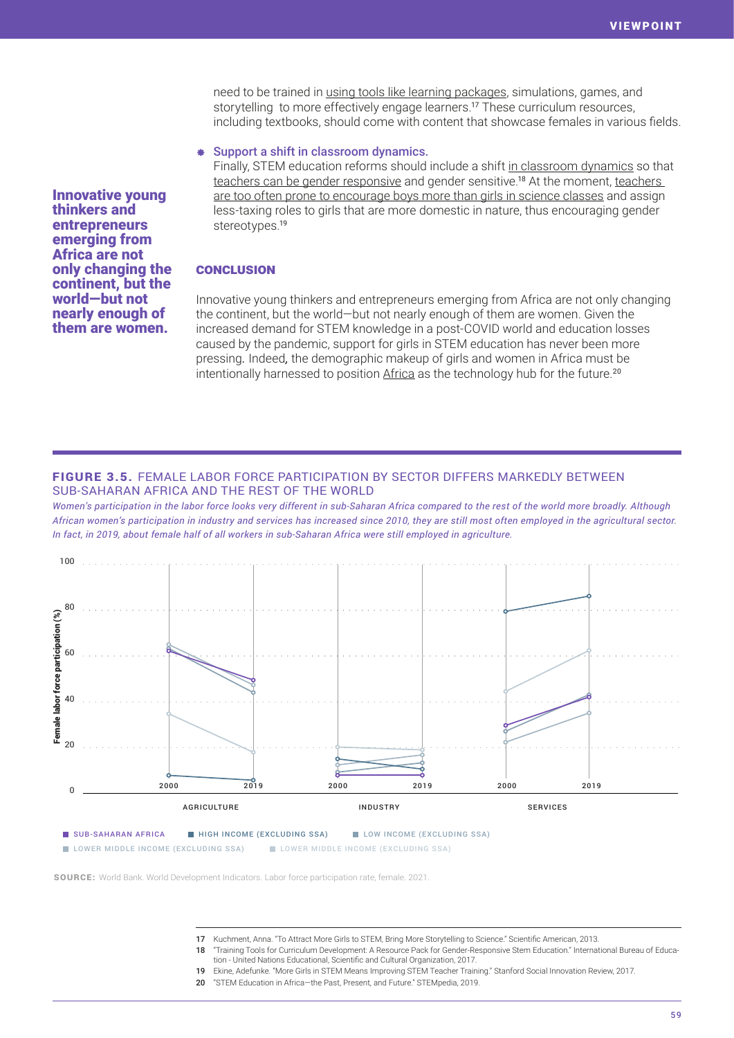need to be trained in using tools like learning packages, simulations, games, and storytelling to more effectively engage learners.[17] These curriculum resources, including textbooks, should come with content that showcase females in various fields.

- **Support a shift in classroom dynamics.**
  Finally, STEM education reforms should include a shift in classroom dynamics so that teachers can be gender responsive and gender sensitive.[18] At the moment, teachers are too often prone to encourage boys more than girls in science classes and assign less-taxing roles to girls that are more domestic in nature, thus encouraging gender stereotypes.[19]

**Innovative young thinkers and entrepreneurs emerging from Africa are not only changing the continent, but the world—but not nearly enough of them are women.**

## CONCLUSION

Innovative young thinkers and entrepreneurs emerging from Africa are not only changing the continent, but the world—but not nearly enough of them are women. Given the increased demand for STEM knowledge in a post-COVID world and education losses caused by the pandemic, support for girls in STEM education has never been more pressing. Indeed, the demographic makeup of girls and women in Africa must be intentionally harnessed to position Africa as the technology hub for the future.[20]

**FIGURE 3.5.** FEMALE LABOR FORCE PARTICIPATION BY SECTOR DIFFERS MARKEDLY BETWEEN SUB-SAHARAN AFRICA AND THE REST OF THE WORLD

*Women's participation in the labor force looks very different in sub-Saharan Africa compared to the rest of the world more broadly. Although African women's participation in industry and services has increased since 2010, they are still most often employed in the agricultural sector. In fact, in 2019, about female half of all workers in sub-Saharan Africa were still employed in agriculture.*

Female labor force participation (%): 0, 20, 40, 60, 80, 100

AGRICULTURE (2000, 2019) | INDUSTRY (2000, 2019) | SERVICES (2000, 2019)

SUB-SAHARAN AFRICA | HIGH INCOME (EXCLUDING SSA) | LOW INCOME (EXCLUDING SSA) | LOWER MIDDLE INCOME (EXCLUDING SSA) | LOWER MIDDLE INCOME (EXCLUDING SSA)

**SOURCE:** World Bank. World Development Indicators. Labor force participation rate, female. 2021.

17 Kuchment, Anna. "To Attract More Girls to STEM, Bring More Storytelling to Science." Scientific American, 2013.

18 "Training Tools for Curriculum Development: A Resource Pack for Gender-Responsive Stem Education." International Bureau of Education - United Nations Educational, Scientific and Cultural Organization, 2017.

19 Ekine, Adefunke. "More Girls in STEM Means Improving STEM Teacher Training." Stanford Social Innovation Review, 2017.

20 "STEM Education in Africa—the Past, Present, and Future." STEMpedia, 2019.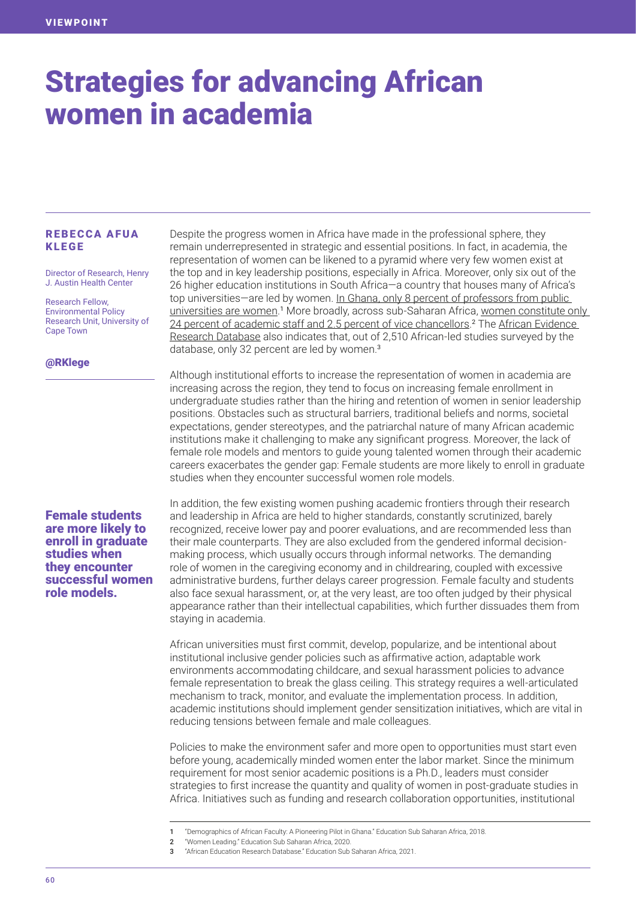VIEWPOINT

# Strategies for advancing African women in academia

**REBECCA AFUA KLEGE**

Director of Research, Henry J. Austin Health Center

Research Fellow, Environmental Policy Research Unit, University of Cape Town

**@RKlege**

Despite the progress women in Africa have made in the professional sphere, they remain underrepresented in strategic and essential positions. In fact, in academia, the representation of women can be likened to a pyramid where very few women exist at the top and in key leadership positions, especially in Africa. Moreover, only six out of the 26 higher education institutions in South Africa—a country that houses many of Africa's top universities—are led by women. In Ghana, only 8 percent of professors from public universities are women.[1] More broadly, across sub-Saharan Africa, women constitute only 24 percent of academic staff and 2.5 percent of vice chancellors.[2] The African Evidence Research Database also indicates that, out of 2,510 African-led studies surveyed by the database, only 32 percent are led by women.[3]

Although institutional efforts to increase the representation of women in academia are increasing across the region, they tend to focus on increasing female enrollment in undergraduate studies rather than the hiring and retention of women in senior leadership positions. Obstacles such as structural barriers, traditional beliefs and norms, societal expectations, gender stereotypes, and the patriarchal nature of many African academic institutions make it challenging to make any significant progress. Moreover, the lack of female role models and mentors to guide young talented women through their academic careers exacerbates the gender gap: Female students are more likely to enroll in graduate studies when they encounter successful women role models.

**Female students are more likely to enroll in graduate studies when they encounter successful women role models.**

In addition, the few existing women pushing academic frontiers through their research and leadership in Africa are held to higher standards, constantly scrutinized, barely recognized, receive lower pay and poorer evaluations, and are recommended less than their male counterparts. They are also excluded from the gendered informal decision-making process, which usually occurs through informal networks. The demanding role of women in the caregiving economy and in childrearing, coupled with excessive administrative burdens, further delays career progression. Female faculty and students also face sexual harassment, or, at the very least, are too often judged by their physical appearance rather than their intellectual capabilities, which further dissuades them from staying in academia.

African universities must first commit, develop, popularize, and be intentional about institutional inclusive gender policies such as affirmative action, adaptable work environments accommodating childcare, and sexual harassment policies to advance female representation to break the glass ceiling. This strategy requires a well-articulated mechanism to track, monitor, and evaluate the implementation process. In addition, academic institutions should implement gender sensitization initiatives, which are vital in reducing tensions between female and male colleagues.

Policies to make the environment safer and more open to opportunities must start even before young, academically minded women enter the labor market. Since the minimum requirement for most senior academic positions is a Ph.D., leaders must consider strategies to first increase the quantity and quality of women in post-graduate studies in Africa. Initiatives such as funding and research collaboration opportunities, institutional

1 "Demographics of African Faculty: A Pioneering Pilot in Ghana." Education Sub Saharan Africa, 2018.
2 "Women Leading." Education Sub Saharan Africa, 2020.
3 "African Education Research Database." Education Sub Saharan Africa, 2021.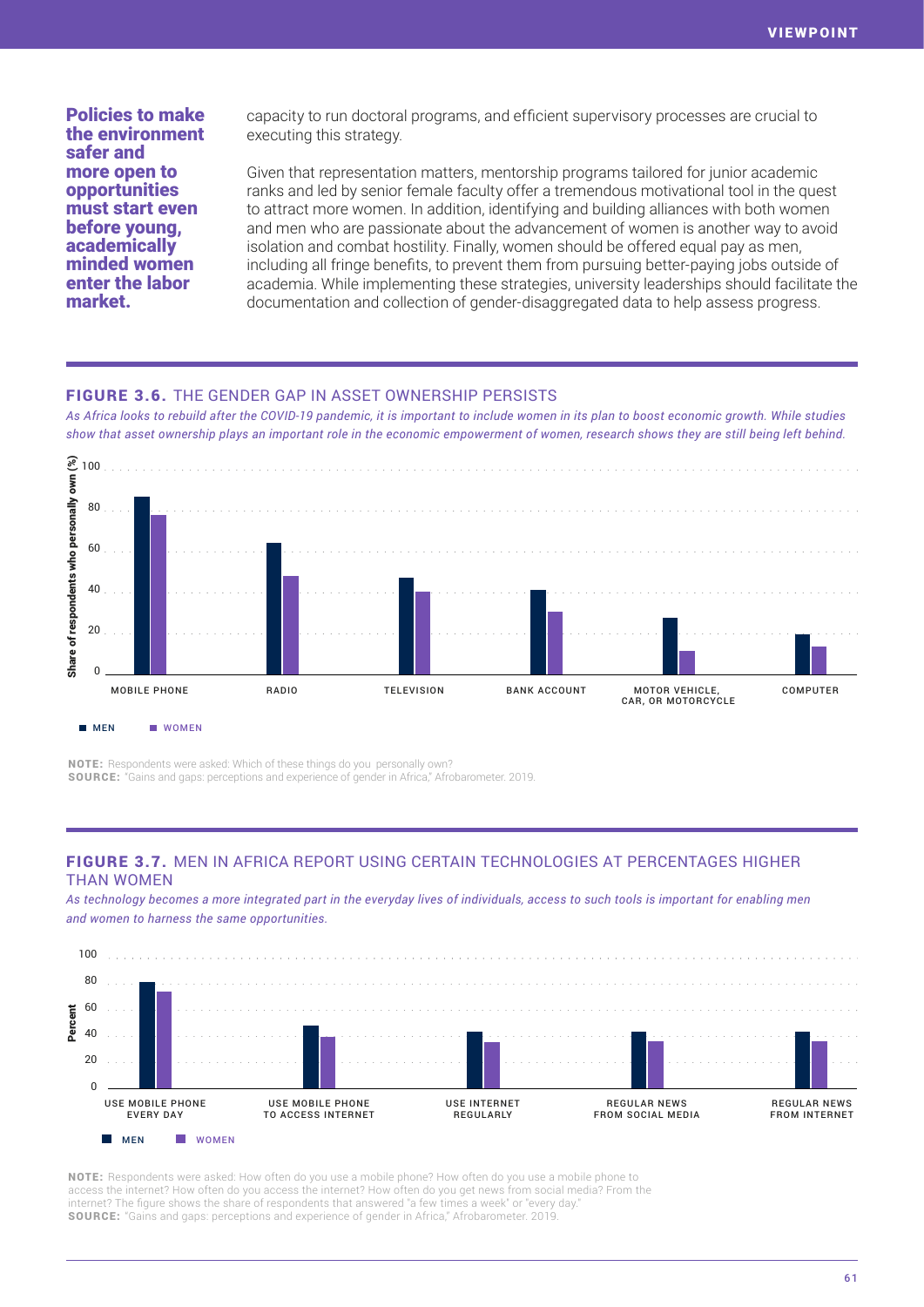**Policies to make the environment safer and more open to opportunities must start even before young, academically minded women enter the labor market.**

capacity to run doctoral programs, and efficient supervisory processes are crucial to executing this strategy.

Given that representation matters, mentorship programs tailored for junior academic ranks and led by senior female faculty offer a tremendous motivational tool in the quest to attract more women. In addition, identifying and building alliances with both women and men who are passionate about the advancement of women is another way to avoid isolation and combat hostility. Finally, women should be offered equal pay as men, including all fringe benefits, to prevent them from pursuing better-paying jobs outside of academia. While implementing these strategies, university leaderships should facilitate the documentation and collection of gender-disaggregated data to help assess progress.

## FIGURE 3.6. THE GENDER GAP IN ASSET OWNERSHIP PERSISTS

*As Africa looks to rebuild after the COVID-19 pandemic, it is important to include women in its plan to boost economic growth. While studies show that asset ownership plays an important role in the economic empowerment of women, research shows they are still being left behind.*

Share of respondents who personally own (%)

MOBILE PHONE | RADIO | TELEVISION | BANK ACCOUNT | MOTOR VEHICLE, CAR, OR MOTORCYCLE | COMPUTER

MEN | WOMEN

**NOTE:** Respondents were asked: Which of these things do you personally own?
**SOURCE:** "Gains and gaps: perceptions and experience of gender in Africa," Afrobarometer. 2019.

## FIGURE 3.7. MEN IN AFRICA REPORT USING CERTAIN TECHNOLOGIES AT PERCENTAGES HIGHER THAN WOMEN

*As technology becomes a more integrated part in the everyday lives of individuals, access to such tools is important for enabling men and women to harness the same opportunities.*

Percent

USE MOBILE PHONE EVERY DAY | USE MOBILE PHONE TO ACCESS INTERNET | USE INTERNET REGULARLY | REGULAR NEWS FROM SOCIAL MEDIA | REGULAR NEWS FROM INTERNET

MEN | WOMEN

**NOTE:** Respondents were asked: How often do you use a mobile phone? How often do you use a mobile phone to access the internet? How often do you access the internet? How often do you get news from social media? From the internet? The figure shows the share of respondents that answered "a few times a week" or "every day."
**SOURCE:** "Gains and gaps: perceptions and experience of gender in Africa," Afrobarometer. 2019.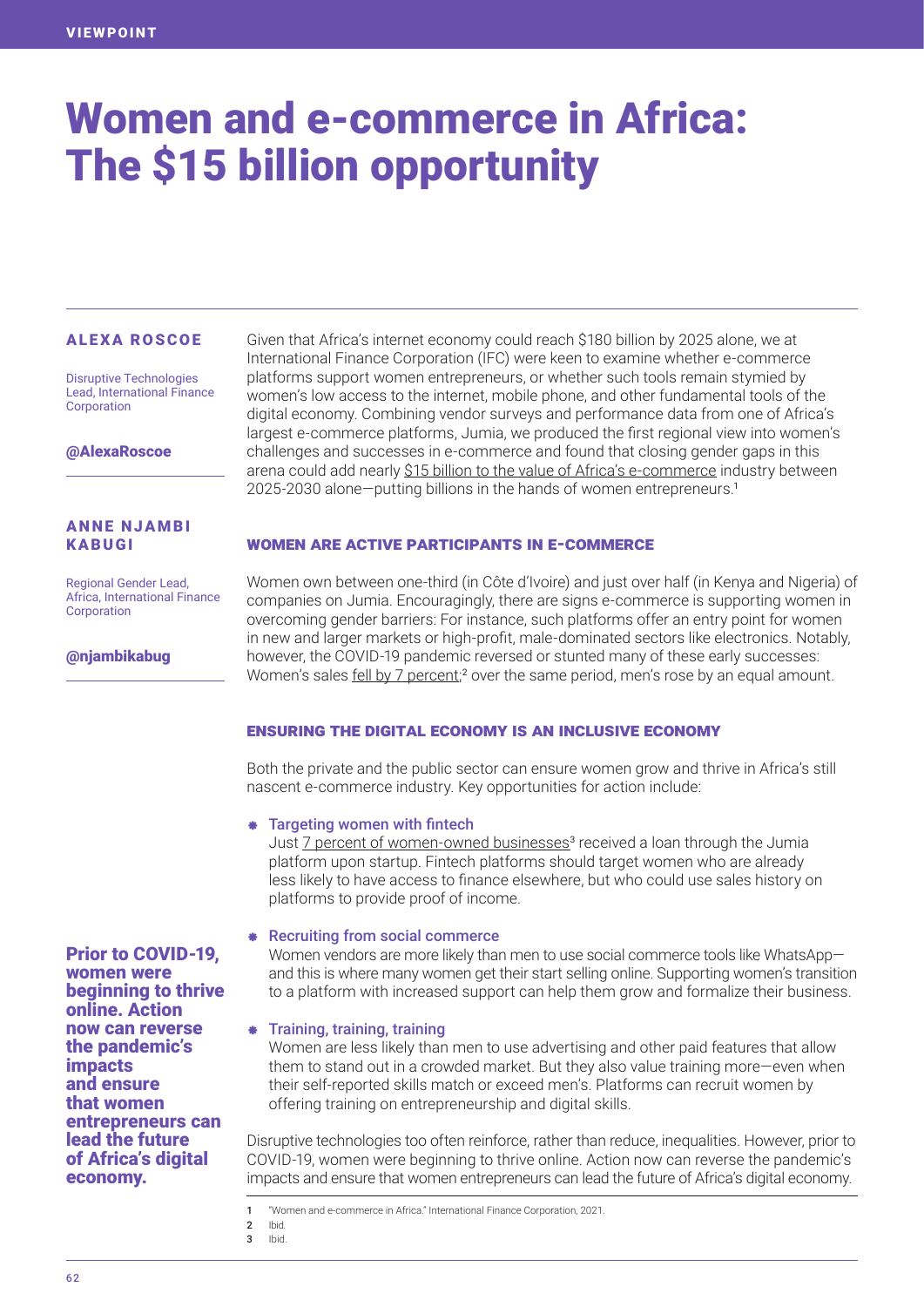VIEWPOINT

# Women and e-commerce in Africa: The $15 billion opportunity

**ALEXA ROSCOE**

Disruptive Technologies Lead, International Finance Corporation

**@AlexaRoscoe**

**ANNE NJAMBI KABUGI**

Regional Gender Lead, Africa, International Finance Corporation

**@njambikabug**

Given that Africa's internet economy could reach $180 billion by 2025 alone, we at International Finance Corporation (IFC) were keen to examine whether e-commerce platforms support women entrepreneurs, or whether such tools remain stymied by women's low access to the internet, mobile phone, and other fundamental tools of the digital economy. Combining vendor surveys and performance data from one of Africa's largest e-commerce platforms, Jumia, we produced the first regional view into women's challenges and successes in e-commerce and found that closing gender gaps in this arena could add nearly $15 billion to the value of Africa's e-commerce industry between 2025-2030 alone—putting billions in the hands of women entrepreneurs.[1]

## WOMEN ARE ACTIVE PARTICIPANTS IN E-COMMERCE

Women own between one-third (in Côte d'Ivoire) and just over half (in Kenya and Nigeria) of companies on Jumia. Encouragingly, there are signs e-commerce is supporting women in overcoming gender barriers: For instance, such platforms offer an entry point for women in new and larger markets or high-profit, male-dominated sectors like electronics. Notably, however, the COVID-19 pandemic reversed or stunted many of these early successes: Women's sales fell by 7 percent;[2] over the same period, men's rose by an equal amount.

## ENSURING THE DIGITAL ECONOMY IS AN INCLUSIVE ECONOMY

Both the private and the public sector can ensure women grow and thrive in Africa's still nascent e-commerce industry. Key opportunities for action include:

- **Targeting women with fintech**
  Just 7 percent of women-owned businesses[3] received a loan through the Jumia platform upon startup. Fintech platforms should target women who are already less likely to have access to finance elsewhere, but who could use sales history on platforms to provide proof of income.

- **Recruiting from social commerce**
  Women vendors are more likely than men to use social commerce tools like WhatsApp—and this is where many women get their start selling online. Supporting women's transition to a platform with increased support can help them grow and formalize their business.

- **Training, training, training**
  Women are less likely than men to use advertising and other paid features that allow them to stand out in a crowded market. But they also value training more—even when their self-reported skills match or exceed men's. Platforms can recruit women by offering training on entrepreneurship and digital skills.

Disruptive technologies too often reinforce, rather than reduce, inequalities. However, prior to COVID-19, women were beginning to thrive online. Action now can reverse the pandemic's impacts and ensure that women entrepreneurs can lead the future of Africa's digital economy.

**Prior to COVID-19, women were beginning to thrive online. Action now can reverse the pandemic's impacts and ensure that women entrepreneurs can lead the future of Africa's digital economy.**

1 "Women and e-commerce in Africa." International Finance Corporation, 2021.
2 Ibid.
3 Ibid.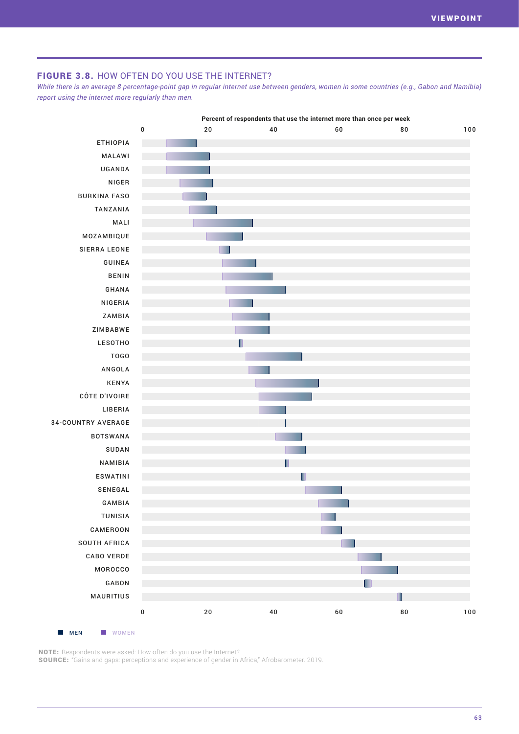## FIGURE 3.8. HOW OFTEN DO YOU USE THE INTERNET?

*While there is an average 8 percentage-point gap in regular internet use between genders, women in some countries (e.g., Gabon and Namibia) report using the internet more regularly than men.*

Percent of respondents that use the internet more than once per week

ETHIOPIA
MALAWI
UGANDA
NIGER
BURKINA FASO
TANZANIA
MALI
MOZAMBIQUE
SIERRA LEONE
GUINEA
BENIN
GHANA
NIGERIA
ZAMBIA
ZIMBABWE
LESOTHO
TOGO
ANGOLA
KENYA
CÔTE D'IVOIRE
LIBERIA
34-COUNTRY AVERAGE
BOTSWANA
SUDAN
NAMIBIA
ESWATINI
SENEGAL
GAMBIA
TUNISIA
CAMEROON
SOUTH AFRICA
CABO VERDE
MOROCCO
GABON
MAURITIUS

0 20 40 60 80 100

MEN WOMEN

**NOTE:** Respondents were asked: How often do you use the Internet?
**SOURCE:** "Gains and gaps: perceptions and experience of gender in Africa," Afrobarometer. 2019.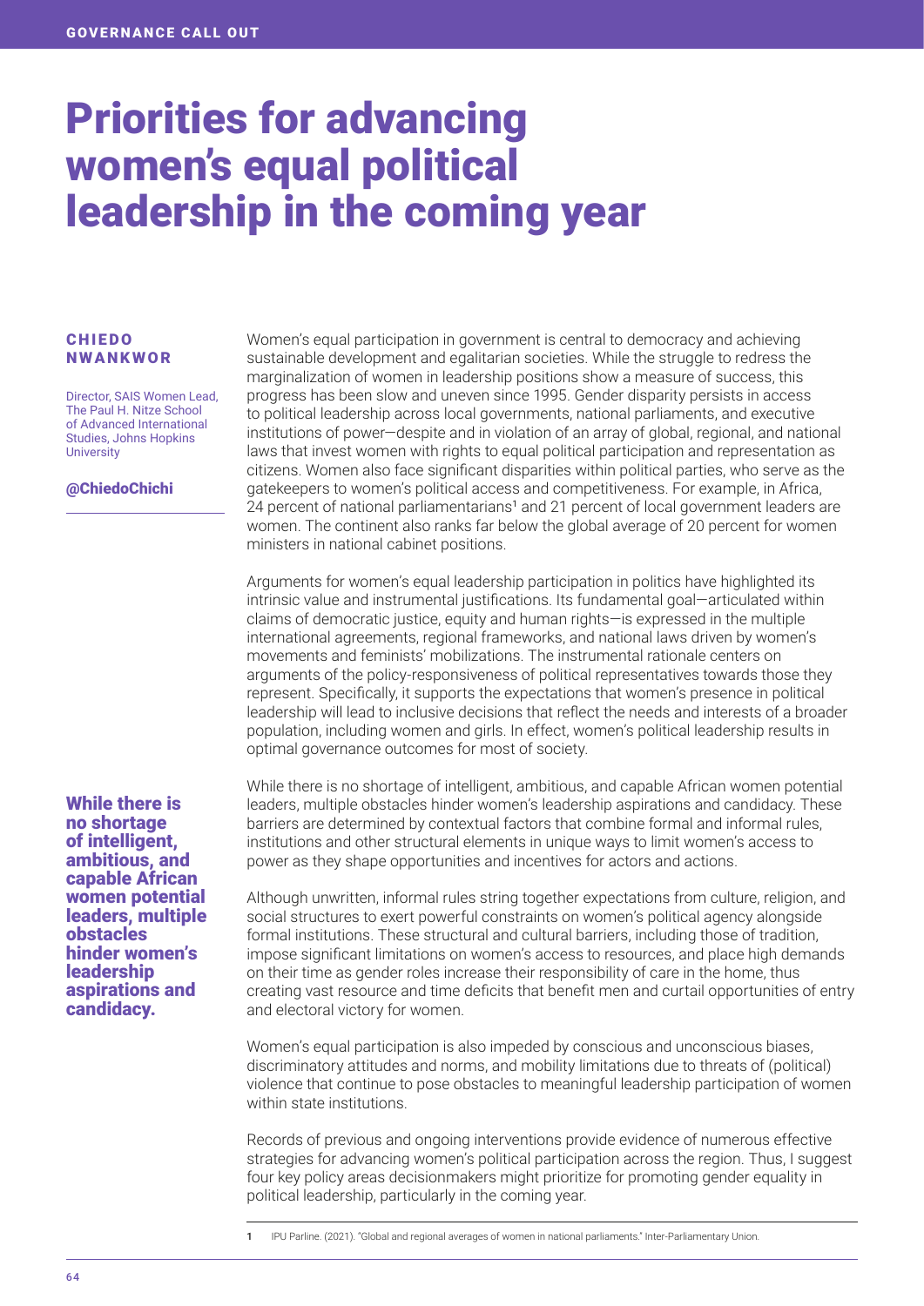# Priorities for advancing women's equal political leadership in the coming year

**CHIEDO NWANKWOR**

Director, SAIS Women Lead, The Paul H. Nitze School of Advanced International Studies, Johns Hopkins University

@ChiedoChichi

Women's equal participation in government is central to democracy and achieving sustainable development and egalitarian societies. While the struggle to redress the marginalization of women in leadership positions show a measure of success, this progress has been slow and uneven since 1995. Gender disparity persists in access to political leadership across local governments, national parliaments, and executive institutions of power—despite and in violation of an array of global, regional, and national laws that invest women with rights to equal political participation and representation as citizens. Women also face significant disparities within political parties, who serve as the gatekeepers to women's political access and competitiveness. For example, in Africa, 24 percent of national parliamentarians[1] and 21 percent of local government leaders are women. The continent also ranks far below the global average of 20 percent for women ministers in national cabinet positions.

Arguments for women's equal leadership participation in politics have highlighted its intrinsic value and instrumental justifications. Its fundamental goal—articulated within claims of democratic justice, equity and human rights—is expressed in the multiple international agreements, regional frameworks, and national laws driven by women's movements and feminists' mobilizations. The instrumental rationale centers on arguments of the policy-responsiveness of political representatives towards those they represent. Specifically, it supports the expectations that women's presence in political leadership will lead to inclusive decisions that reflect the needs and interests of a broader population, including women and girls. In effect, women's political leadership results in optimal governance outcomes for most of society.

**While there is no shortage of intelligent, ambitious, and capable African women potential leaders, multiple obstacles hinder women's leadership aspirations and candidacy.**

While there is no shortage of intelligent, ambitious, and capable African women potential leaders, multiple obstacles hinder women's leadership aspirations and candidacy. These barriers are determined by contextual factors that combine formal and informal rules, institutions and other structural elements in unique ways to limit women's access to power as they shape opportunities and incentives for actors and actions.

Although unwritten, informal rules string together expectations from culture, religion, and social structures to exert powerful constraints on women's political agency alongside formal institutions. These structural and cultural barriers, including those of tradition, impose significant limitations on women's access to resources, and place high demands on their time as gender roles increase their responsibility of care in the home, thus creating vast resource and time deficits that benefit men and curtail opportunities of entry and electoral victory for women.

Women's equal participation is also impeded by conscious and unconscious biases, discriminatory attitudes and norms, and mobility limitations due to threats of (political) violence that continue to pose obstacles to meaningful leadership participation of women within state institutions.

Records of previous and ongoing interventions provide evidence of numerous effective strategies for advancing women's political participation across the region. Thus, I suggest four key policy areas decisionmakers might prioritize for promoting gender equality in political leadership, particularly in the coming year.

---

1 IPU Parline. (2021). "Global and regional averages of women in national parliaments." Inter-Parliamentary Union.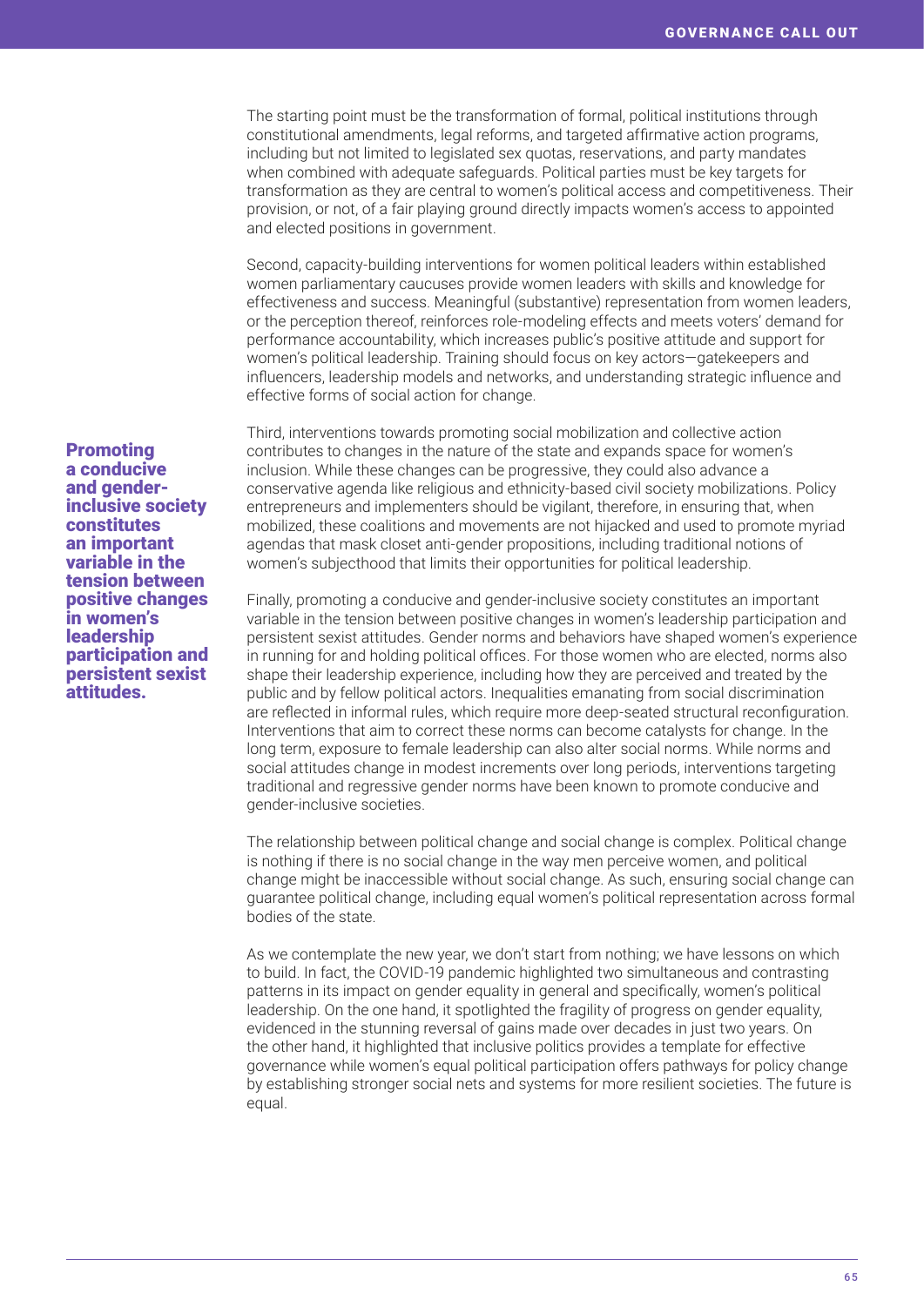The starting point must be the transformation of formal, political institutions through constitutional amendments, legal reforms, and targeted affirmative action programs, including but not limited to legislated sex quotas, reservations, and party mandates when combined with adequate safeguards. Political parties must be key targets for transformation as they are central to women's political access and competitiveness. Their provision, or not, of a fair playing ground directly impacts women's access to appointed and elected positions in government.

Second, capacity-building interventions for women political leaders within established women parliamentary caucuses provide women leaders with skills and knowledge for effectiveness and success. Meaningful (substantive) representation from women leaders, or the perception thereof, reinforces role-modeling effects and meets voters' demand for performance accountability, which increases public's positive attitude and support for women's political leadership. Training should focus on key actors—gatekeepers and influencers, leadership models and networks, and understanding strategic influence and effective forms of social action for change.

**Promoting a conducive and gender-inclusive society constitutes an important variable in the tension between positive changes in women's leadership participation and persistent sexist attitudes.**

Third, interventions towards promoting social mobilization and collective action contributes to changes in the nature of the state and expands space for women's inclusion. While these changes can be progressive, they could also advance a conservative agenda like religious and ethnicity-based civil society mobilizations. Policy entrepreneurs and implementers should be vigilant, therefore, in ensuring that, when mobilized, these coalitions and movements are not hijacked and used to promote myriad agendas that mask closet anti-gender propositions, including traditional notions of women's subjecthood that limits their opportunities for political leadership.

Finally, promoting a conducive and gender-inclusive society constitutes an important variable in the tension between positive changes in women's leadership participation and persistent sexist attitudes. Gender norms and behaviors have shaped women's experience in running for and holding political offices. For those women who are elected, norms also shape their leadership experience, including how they are perceived and treated by the public and by fellow political actors. Inequalities emanating from social discrimination are reflected in informal rules, which require more deep-seated structural reconfiguration. Interventions that aim to correct these norms can become catalysts for change. In the long term, exposure to female leadership can also alter social norms. While norms and social attitudes change in modest increments over long periods, interventions targeting traditional and regressive gender norms have been known to promote conducive and gender-inclusive societies.

The relationship between political change and social change is complex. Political change is nothing if there is no social change in the way men perceive women, and political change might be inaccessible without social change. As such, ensuring social change can guarantee political change, including equal women's political representation across formal bodies of the state.

As we contemplate the new year, we don't start from nothing; we have lessons on which to build. In fact, the COVID-19 pandemic highlighted two simultaneous and contrasting patterns in its impact on gender equality in general and specifically, women's political leadership. On the one hand, it spotlighted the fragility of progress on gender equality, evidenced in the stunning reversal of gains made over decades in just two years. On the other hand, it highlighted that inclusive politics provides a template for effective governance while women's equal political participation offers pathways for policy change by establishing stronger social nets and systems for more resilient societies. The future is equal.